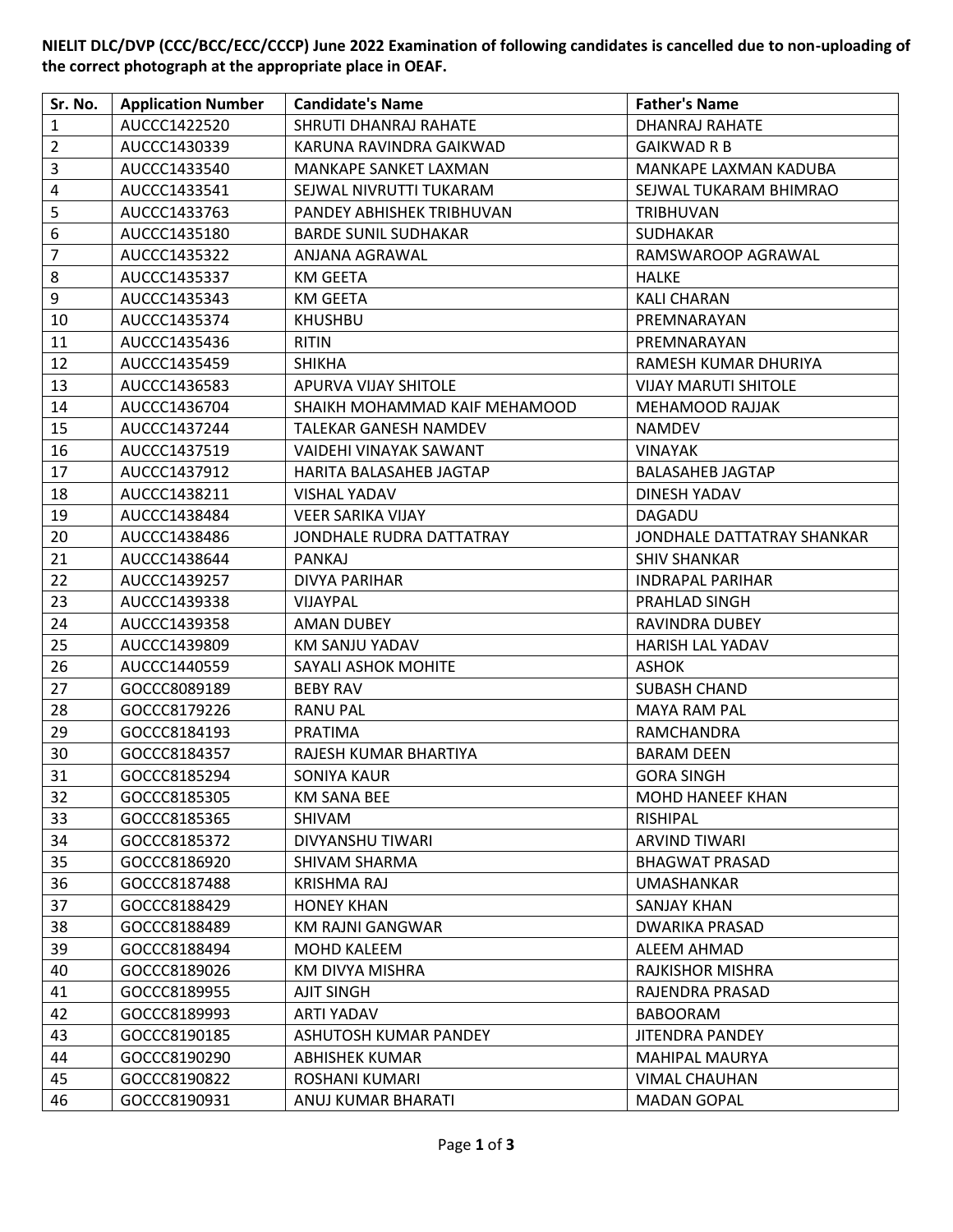**NIELIT DLC/DVP (CCC/BCC/ECC/CCCP) June 2022 Examination of following candidates is cancelled due to non-uploading of the correct photograph at the appropriate place in OEAF.**

| Sr. No. | Application Number | Candidate's Name | Father's Name |
|---|---|---|---|
| 1 | AUCCC1422520 | SHRUTI DHANRAJ RAHATE | DHANRAJ RAHATE |
| 2 | AUCCC1430339 | KARUNA RAVINDRA GAIKWAD | GAIKWAD R B |
| 3 | AUCCC1433540 | MANKAPE SANKET LAXMAN | MANKAPE LAXMAN KADUBA |
| 4 | AUCCC1433541 | SEJWAL NIVRUTTI TUKARAM | SEJWAL TUKARAM BHIMRAO |
| 5 | AUCCC1433763 | PANDEY ABHISHEK TRIBHUVAN | TRIBHUVAN |
| 6 | AUCCC1435180 | BARDE SUNIL SUDHAKAR | SUDHAKAR |
| 7 | AUCCC1435322 | ANJANA AGRAWAL | RAMSWAROOP AGRAWAL |
| 8 | AUCCC1435337 | KM GEETA | HALKE |
| 9 | AUCCC1435343 | KM GEETA | KALI CHARAN |
| 10 | AUCCC1435374 | KHUSHBU | PREMNARAYAN |
| 11 | AUCCC1435436 | RITIN | PREMNARAYAN |
| 12 | AUCCC1435459 | SHIKHA | RAMESH KUMAR DHURIYA |
| 13 | AUCCC1436583 | APURVA VIJAY SHITOLE | VIJAY MARUTI SHITOLE |
| 14 | AUCCC1436704 | SHAIKH MOHAMMAD KAIF MEHAMOOD | MEHAMOOD RAJJAK |
| 15 | AUCCC1437244 | TALEKAR GANESH NAMDEV | NAMDEV |
| 16 | AUCCC1437519 | VAIDEHI VINAYAK SAWANT | VINAYAK |
| 17 | AUCCC1437912 | HARITA BALASAHEB JAGTAP | BALASAHEB JAGTAP |
| 18 | AUCCC1438211 | VISHAL YADAV | DINESH YADAV |
| 19 | AUCCC1438484 | VEER SARIKA VIJAY | DAGADU |
| 20 | AUCCC1438486 | JONDHALE RUDRA DATTATRAY | JONDHALE DATTATRAY SHANKAR |
| 21 | AUCCC1438644 | PANKAJ | SHIV SHANKAR |
| 22 | AUCCC1439257 | DIVYA PARIHAR | INDRAPAL PARIHAR |
| 23 | AUCCC1439338 | VIJAYPAL | PRAHLAD SINGH |
| 24 | AUCCC1439358 | AMAN DUBEY | RAVINDRA DUBEY |
| 25 | AUCCC1439809 | KM SANJU YADAV | HARISH LAL YADAV |
| 26 | AUCCC1440559 | SAYALI ASHOK MOHITE | ASHOK |
| 27 | GOCCC8089189 | BEBY RAV | SUBASH CHAND |
| 28 | GOCCC8179226 | RANU PAL | MAYA RAM PAL |
| 29 | GOCCC8184193 | PRATIMA | RAMCHANDRA |
| 30 | GOCCC8184357 | RAJESH KUMAR BHARTIYA | BARAM DEEN |
| 31 | GOCCC8185294 | SONIYA KAUR | GORA SINGH |
| 32 | GOCCC8185305 | KM SANA BEE | MOHD HANEEF KHAN |
| 33 | GOCCC8185365 | SHIVAM | RISHIPAL |
| 34 | GOCCC8185372 | DIVYANSHU TIWARI | ARVIND TIWARI |
| 35 | GOCCC8186920 | SHIVAM SHARMA | BHAGWAT PRASAD |
| 36 | GOCCC8187488 | KRISHMA RAJ | UMASHANKAR |
| 37 | GOCCC8188429 | HONEY KHAN | SANJAY KHAN |
| 38 | GOCCC8188489 | KM RAJNI GANGWAR | DWARIKA PRASAD |
| 39 | GOCCC8188494 | MOHD KALEEM | ALEEM AHMAD |
| 40 | GOCCC8189026 | KM DIVYA MISHRA | RAJKISHOR MISHRA |
| 41 | GOCCC8189955 | AJIT SINGH | RAJENDRA PRASAD |
| 42 | GOCCC8189993 | ARTI YADAV | BABOORAM |
| 43 | GOCCC8190185 | ASHUTOSH KUMAR PANDEY | JITENDRA PANDEY |
| 44 | GOCCC8190290 | ABHISHEK KUMAR | MAHIPAL MAURYA |
| 45 | GOCCC8190822 | ROSHANI KUMARI | VIMAL CHAUHAN |
| 46 | GOCCC8190931 | ANUJ KUMAR BHARATI | MADAN GOPAL |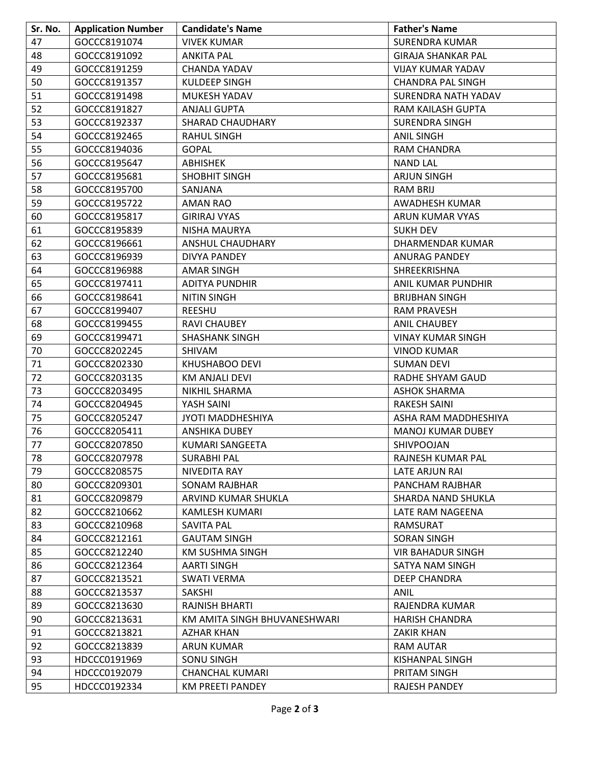| Sr. No. | Application Number | Candidate's Name | Father's Name |
|---|---|---|---|
| 47 | GOCCC8191074 | VIVEK KUMAR | SURENDRA KUMAR |
| 48 | GOCCC8191092 | ANKITA PAL | GIRAJA SHANKAR PAL |
| 49 | GOCCC8191259 | CHANDA YADAV | VIJAY KUMAR YADAV |
| 50 | GOCCC8191357 | KULDEEP SINGH | CHANDRA PAL SINGH |
| 51 | GOCCC8191498 | MUKESH YADAV | SURENDRA NATH YADAV |
| 52 | GOCCC8191827 | ANJALI GUPTA | RAM KAILASH GUPTA |
| 53 | GOCCC8192337 | SHARAD CHAUDHARY | SURENDRA SINGH |
| 54 | GOCCC8192465 | RAHUL SINGH | ANIL SINGH |
| 55 | GOCCC8194036 | GOPAL | RAM CHANDRA |
| 56 | GOCCC8195647 | ABHISHEK | NAND LAL |
| 57 | GOCCC8195681 | SHOBHIT SINGH | ARJUN SINGH |
| 58 | GOCCC8195700 | SANJANA | RAM BRIJ |
| 59 | GOCCC8195722 | AMAN RAO | AWADHESH KUMAR |
| 60 | GOCCC8195817 | GIRIRAJ VYAS | ARUN KUMAR VYAS |
| 61 | GOCCC8195839 | NISHA MAURYA | SUKH DEV |
| 62 | GOCCC8196661 | ANSHUL CHAUDHARY | DHARMENDAR KUMAR |
| 63 | GOCCC8196939 | DIVYA PANDEY | ANURAG PANDEY |
| 64 | GOCCC8196988 | AMAR SINGH | SHREEKRISHNA |
| 65 | GOCCC8197411 | ADITYA PUNDHIR | ANIL KUMAR PUNDHIR |
| 66 | GOCCC8198641 | NITIN SINGH | BRIJBHAN SINGH |
| 67 | GOCCC8199407 | REESHU | RAM PRAVESH |
| 68 | GOCCC8199455 | RAVI CHAUBEY | ANIL CHAUBEY |
| 69 | GOCCC8199471 | SHASHANK SINGH | VINAY KUMAR SINGH |
| 70 | GOCCC8202245 | SHIVAM | VINOD KUMAR |
| 71 | GOCCC8202330 | KHUSHABOO DEVI | SUMAN DEVI |
| 72 | GOCCC8203135 | KM ANJALI DEVI | RADHE SHYAM GAUD |
| 73 | GOCCC8203495 | NIKHIL SHARMA | ASHOK SHARMA |
| 74 | GOCCC8204945 | YASH SAINI | RAKESH SAINI |
| 75 | GOCCC8205247 | JYOTI MADDHESHIYA | ASHA RAM MADDHESHIYA |
| 76 | GOCCC8205411 | ANSHIKA DUBEY | MANOJ KUMAR DUBEY |
| 77 | GOCCC8207850 | KUMARI SANGEETA | SHIVPOOJAN |
| 78 | GOCCC8207978 | SURABHI PAL | RAJNESH KUMAR PAL |
| 79 | GOCCC8208575 | NIVEDITA RAY | LATE ARJUN RAI |
| 80 | GOCCC8209301 | SONAM RAJBHAR | PANCHAM RAJBHAR |
| 81 | GOCCC8209879 | ARVIND KUMAR SHUKLA | SHARDA NAND SHUKLA |
| 82 | GOCCC8210662 | KAMLESH KUMARI | LATE RAM NAGEENA |
| 83 | GOCCC8210968 | SAVITA PAL | RAMSURAT |
| 84 | GOCCC8212161 | GAUTAM SINGH | SORAN SINGH |
| 85 | GOCCC8212240 | KM SUSHMA SINGH | VIR BAHADUR SINGH |
| 86 | GOCCC8212364 | AARTI SINGH | SATYA NAM SINGH |
| 87 | GOCCC8213521 | SWATI VERMA | DEEP CHANDRA |
| 88 | GOCCC8213537 | SAKSHI | ANIL |
| 89 | GOCCC8213630 | RAJNISH BHARTI | RAJENDRA KUMAR |
| 90 | GOCCC8213631 | KM AMITA SINGH BHUVANESHWARI | HARISH CHANDRA |
| 91 | GOCCC8213821 | AZHAR KHAN | ZAKIR KHAN |
| 92 | GOCCC8213839 | ARUN KUMAR | RAM AUTAR |
| 93 | HDCCC0191969 | SONU SINGH | KISHANPAL SINGH |
| 94 | HDCCC0192079 | CHANCHAL KUMARI | PRITAM SINGH |
| 95 | HDCCC0192334 | KM PREETI PANDEY | RAJESH PANDEY |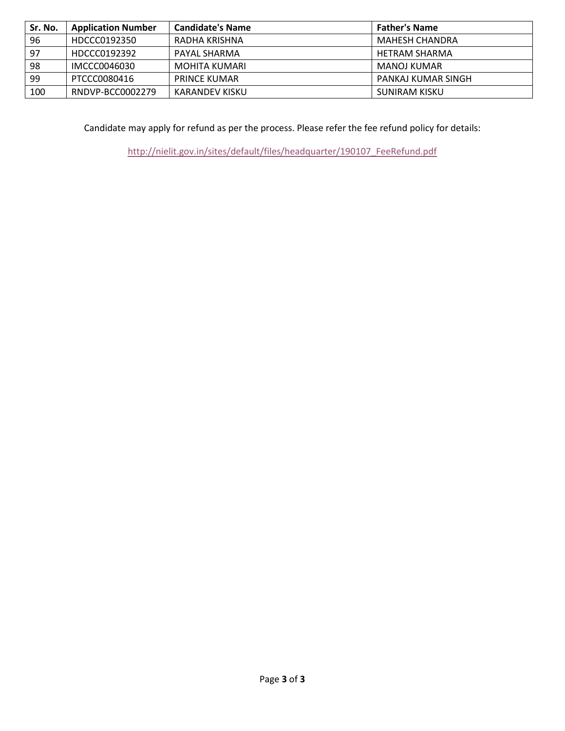| Sr. No. | Application Number | Candidate's Name | Father's Name |
|---|---|---|---|
| 96 | HDCCC0192350 | RADHA KRISHNA | MAHESH CHANDRA |
| 97 | HDCCC0192392 | PAYAL SHARMA | HETRAM SHARMA |
| 98 | IMCCC0046030 | MOHITA KUMARI | MANOJ KUMAR |
| 99 | PTCCC0080416 | PRINCE KUMAR | PANKAJ KUMAR SINGH |
| 100 | RNDVP-BCC0002279 | KARANDEV KISKU | SUNIRAM KISKU |

Candidate may apply for refund as per the process. Please refer the fee refund policy for details:

http://nielit.gov.in/sites/default/files/headquarter/190107_FeeRefund.pdf